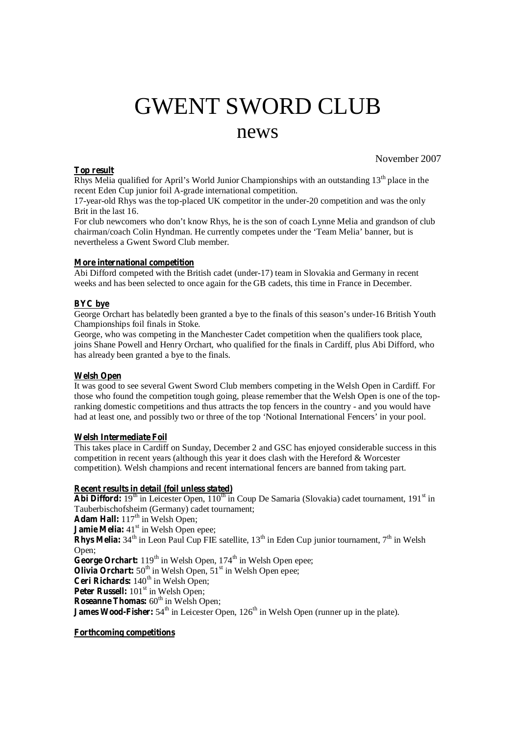# GWENT SWORD CLUB

## news

November 2007

**Top result**

Rhys Melia qualified for April's World Junior Championships with an outstanding 13th place in the recent Eden Cup junior foil A-grade international competition.

17-year-old Rhys was the top-placed UK competitor in the under-20 competition and was the only Brit in the last 16.

For club newcomers who don't know Rhys, he is the son of coach Lynne Melia and grandson of club chairman/coach Colin Hyndman. He currently competes under the 'Team Melia' banner, but is nevertheless a Gwent Sword Club member.

**More international competition**

Abi Difford competed with the British cadet (under-17) team in Slovakia and Germany in recent weeks and has been selected to once again for the GB cadets, this time in France in December.

**BYC bye**

George Orchart has belatedly been granted a bye to the finals of this season's under-16 British Youth Championships foil finals in Stoke.

George, who was competing in the Manchester Cadet competition when the qualifiers took place, joins Shane Powell and Henry Orchart, who qualified for the finals in Cardiff, plus Abi Difford, who has already been granted a bye to the finals.

**Welsh Open**

It was good to see several Gwent Sword Club members competing in the Welsh Open in Cardiff. For those who found the competition tough going, please remember that the Welsh Open is one of the top-ranking domestic competitions and thus attracts the top fencers in the country - and you would have had at least one, and possibly two or three of the top 'Notional International Fencers' in your pool.

**Welsh Intermediate Foil**

This takes place in Cardiff on Sunday, December 2 and GSC has enjoyed considerable success in this competition in recent years (although this year it does clash with the Hereford & Worcester competition). Welsh champions and recent international fencers are banned from taking part.

**Recent results in detail (foil unless stated)**

**Abi Difford:** 19th in Leicester Open, 110th in Coup De Samaria (Slovakia) cadet tournament, 191st in Tauberbischofsheim (Germany) cadet tournament;

**Adam Hall:** 117th in Welsh Open;

**Jamie Melia:** 41st in Welsh Open epee;

**Rhys Melia:** 34th in Leon Paul Cup FIE satellite, 13th in Eden Cup junior tournament, 7th in Welsh Open;

**George Orchart:** 119th in Welsh Open, 174th in Welsh Open epee;

**Olivia Orchart:** 50th in Welsh Open, 51st in Welsh Open epee;

**Ceri Richards:** 140th in Welsh Open;

**Peter Russell:** 101st in Welsh Open;

**Roseanne Thomas:** 60th in Welsh Open;

**James Wood-Fisher:** 54th in Leicester Open, 126th in Welsh Open (runner up in the plate).

**Forthcoming competitions**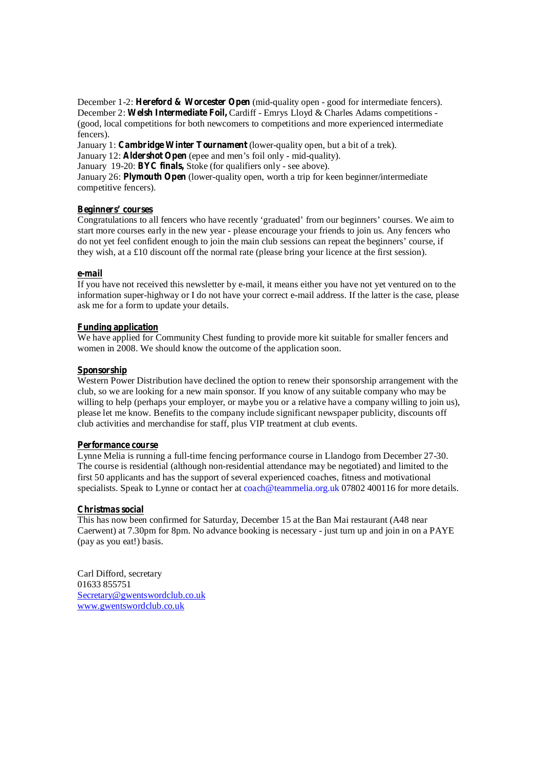December 1-2: **Hereford & Worcester Open** (mid-quality open - good for intermediate fencers).
December 2: **Welsh Intermediate Foil,** Cardiff - Emrys Lloyd & Charles Adams competitions - (good, local competitions for both newcomers to competitions and more experienced intermediate fencers).
January 1: **Cambridge Winter Tournament** (lower-quality open, but a bit of a trek).
January 12: **Aldershot Open** (epee and men's foil only - mid-quality).
January 19-20: **BYC finals,** Stoke (for qualifiers only - see above).
January 26: **Plymouth Open** (lower-quality open, worth a trip for keen beginner/intermediate competitive fencers).

**Beginners' courses**

Congratulations to all fencers who have recently 'graduated' from our beginners' courses. We aim to start more courses early in the new year - please encourage your friends to join us. Any fencers who do not yet feel confident enough to join the main club sessions can repeat the beginners' course, if they wish, at a £10 discount off the normal rate (please bring your licence at the first session).

**e-mail**

If you have not received this newsletter by e-mail, it means either you have not yet ventured on to the information super-highway or I do not have your correct e-mail address. If the latter is the case, please ask me for a form to update your details.

**Funding application**

We have applied for Community Chest funding to provide more kit suitable for smaller fencers and women in 2008. We should know the outcome of the application soon.

**Sponsorship**

Western Power Distribution have declined the option to renew their sponsorship arrangement with the club, so we are looking for a new main sponsor. If you know of any suitable company who may be willing to help (perhaps your employer, or maybe you or a relative have a company willing to join us), please let me know. Benefits to the company include significant newspaper publicity, discounts off club activities and merchandise for staff, plus VIP treatment at club events.

**Performance course**

Lynne Melia is running a full-time fencing performance course in Llandogo from December 27-30. The course is residential (although non-residential attendance may be negotiated) and limited to the first 50 applicants and has the support of several experienced coaches, fitness and motivational specialists. Speak to Lynne or contact her at coach@teammelia.org.uk 07802 400116 for more details.

**Christmas social**

This has now been confirmed for Saturday, December 15 at the Ban Mai restaurant (A48 near Caerwent) at 7.30pm for 8pm. No advance booking is necessary - just turn up and join in on a PAYE (pay as you eat!) basis.

Carl Difford, secretary
01633 855751
Secretary@gwentswordclub.co.uk
www.gwentswordclub.co.uk